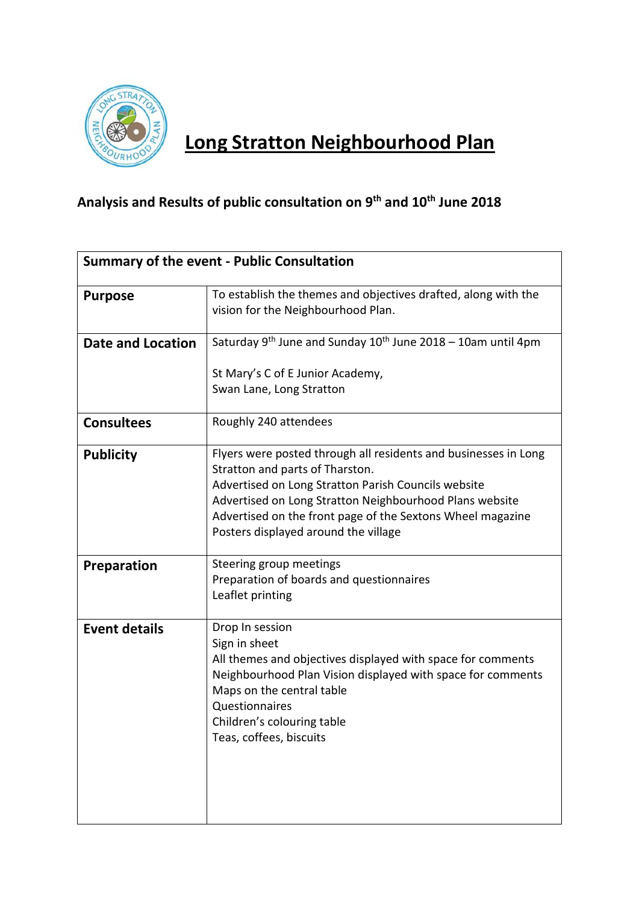# Long Stratton Neighbourhood Plan

## Analysis and Results of public consultation on 9th and 10th June 2018

| Summary of the event - Public Consultation | |
|---|---|
| **Purpose** | To establish the themes and objectives drafted, along with the vision for the Neighbourhood Plan. |
| **Date and Location** | Saturday 9th June and Sunday 10th June 2018 – 10am until 4pm<br><br>St Mary's C of E Junior Academy,<br>Swan Lane, Long Stratton |
| **Consultees** | Roughly 240 attendees |
| **Publicity** | Flyers were posted through all residents and businesses in Long Stratton and parts of Tharston.<br>Advertised on Long Stratton Parish Councils website<br>Advertised on Long Stratton Neighbourhood Plans website<br>Advertised on the front page of the Sextons Wheel magazine<br>Posters displayed around the village |
| **Preparation** | Steering group meetings<br>Preparation of boards and questionnaires<br>Leaflet printing |
| **Event details** | Drop In session<br>Sign in sheet<br>All themes and objectives displayed with space for comments<br>Neighbourhood Plan Vision displayed with space for comments<br>Maps on the central table<br>Questionnaires<br>Children's colouring table<br>Teas, coffees, biscuits |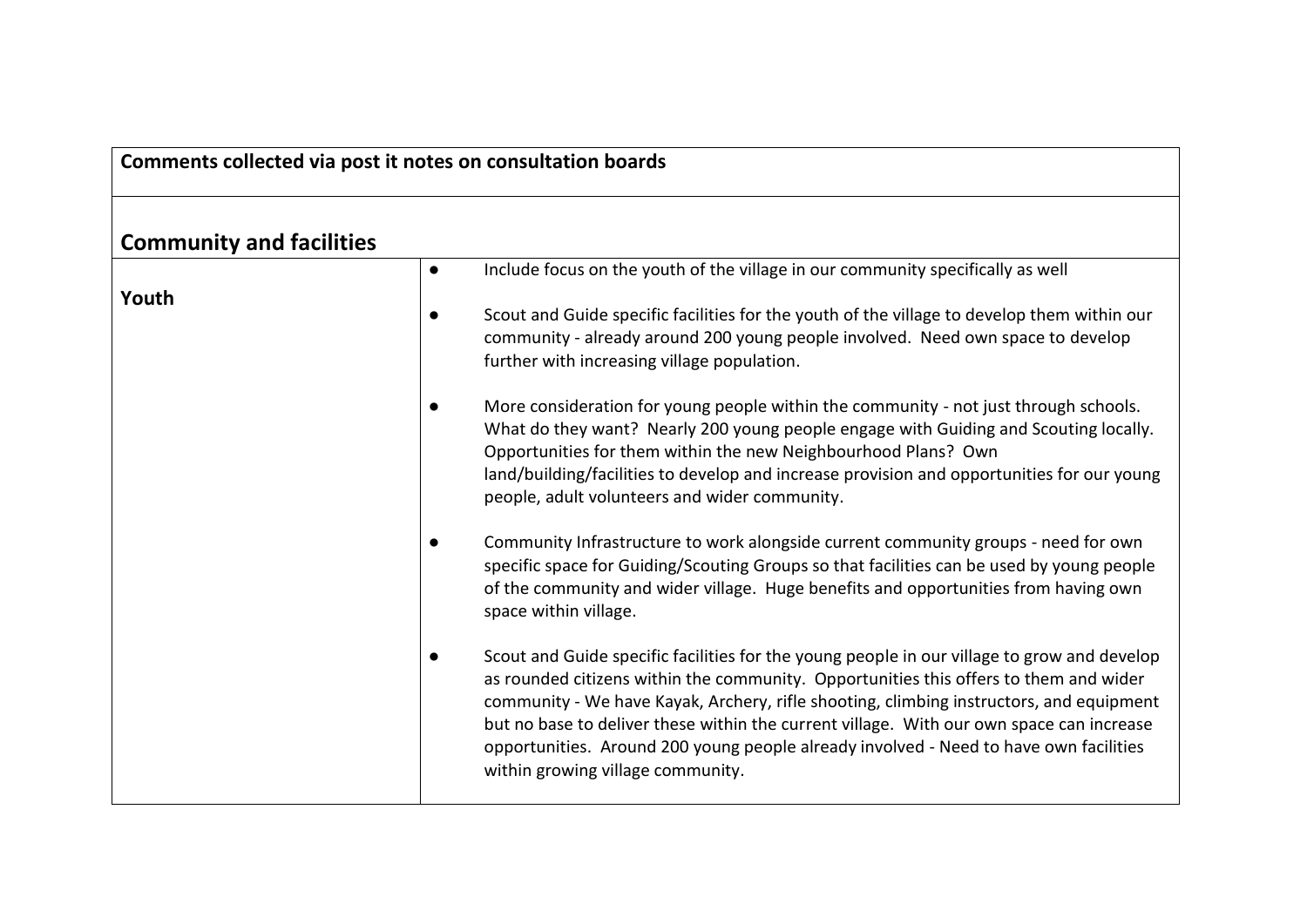| Comments collected via post it notes on consultation boards | |
|---|---|
| **Community and facilities** | |
| **Youth** | ● Include focus on the youth of the village in our community specifically as well<br><br>● Scout and Guide specific facilities for the youth of the village to develop them within our community - already around 200 young people involved. Need own space to develop further with increasing village population.<br><br>● More consideration for young people within the community - not just through schools. What do they want? Nearly 200 young people engage with Guiding and Scouting locally. Opportunities for them within the new Neighbourhood Plans? Own land/building/facilities to develop and increase provision and opportunities for our young people, adult volunteers and wider community.<br><br>● Community Infrastructure to work alongside current community groups - need for own specific space for Guiding/Scouting Groups so that facilities can be used by young people of the community and wider village. Huge benefits and opportunities from having own space within village.<br><br>● Scout and Guide specific facilities for the young people in our village to grow and develop as rounded citizens within the community. Opportunities this offers to them and wider community - We have Kayak, Archery, rifle shooting, climbing instructors, and equipment but no base to deliver these within the current village. With our own space can increase opportunities. Around 200 young people already involved - Need to have own facilities within growing village community. |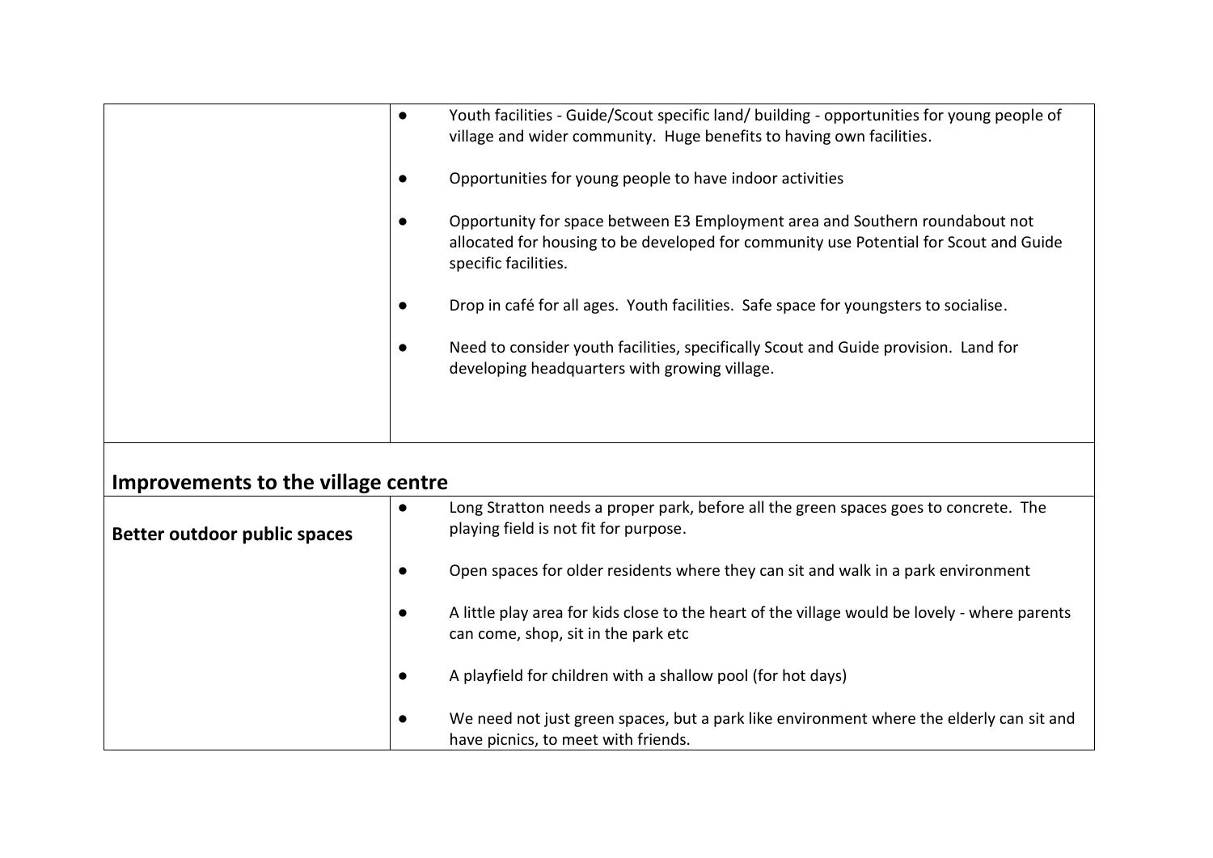| | |
|---|---|
| | • Youth facilities - Guide/Scout specific land/ building - opportunities for young people of village and wider community. Huge benefits to having own facilities.<br><br>• Opportunities for young people to have indoor activities<br><br>• Opportunity for space between E3 Employment area and Southern roundabout not allocated for housing to be developed for community use Potential for Scout and Guide specific facilities.<br><br>• Drop in café for all ages. Youth facilities. Safe space for youngsters to socialise.<br><br>• Need to consider youth facilities, specifically Scout and Guide provision. Land for developing headquarters with growing village. |

## Improvements to the village centre

| | |
|---|---|
| **Better outdoor public spaces** | • Long Stratton needs a proper park, before all the green spaces goes to concrete. The playing field is not fit for purpose.<br><br>• Open spaces for older residents where they can sit and walk in a park environment<br><br>• A little play area for kids close to the heart of the village would be lovely - where parents can come, shop, sit in the park etc<br><br>• A playfield for children with a shallow pool (for hot days)<br><br>• We need not just green spaces, but a park like environment where the elderly can sit and have picnics, to meet with friends. |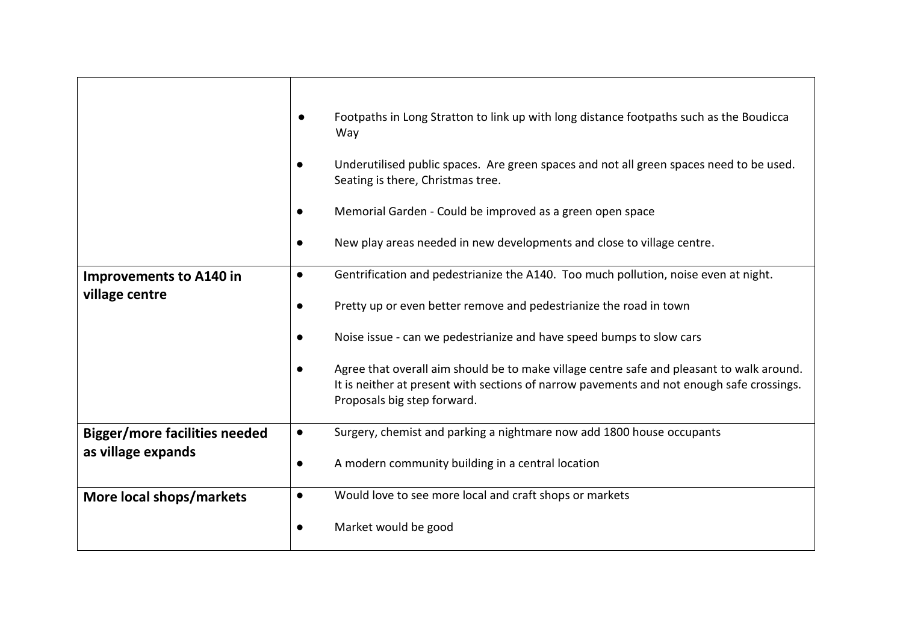| | |
|---|---|
| | ● Footpaths in Long Stratton to link up with long distance footpaths such as the Boudicca Way<br><br>● Underutilised public spaces. Are green spaces and not all green spaces need to be used. Seating is there, Christmas tree.<br><br>● Memorial Garden - Could be improved as a green open space<br><br>● New play areas needed in new developments and close to village centre. |
| **Improvements to A140 in village centre** | ● Gentrification and pedestrianize the A140. Too much pollution, noise even at night.<br><br>● Pretty up or even better remove and pedestrianize the road in town<br><br>● Noise issue - can we pedestrianize and have speed bumps to slow cars<br><br>● Agree that overall aim should be to make village centre safe and pleasant to walk around. It is neither at present with sections of narrow pavements and not enough safe crossings. Proposals big step forward. |
| **Bigger/more facilities needed as village expands** | ● Surgery, chemist and parking a nightmare now add 1800 house occupants<br><br>● A modern community building in a central location |
| **More local shops/markets** | ● Would love to see more local and craft shops or markets<br><br>● Market would be good |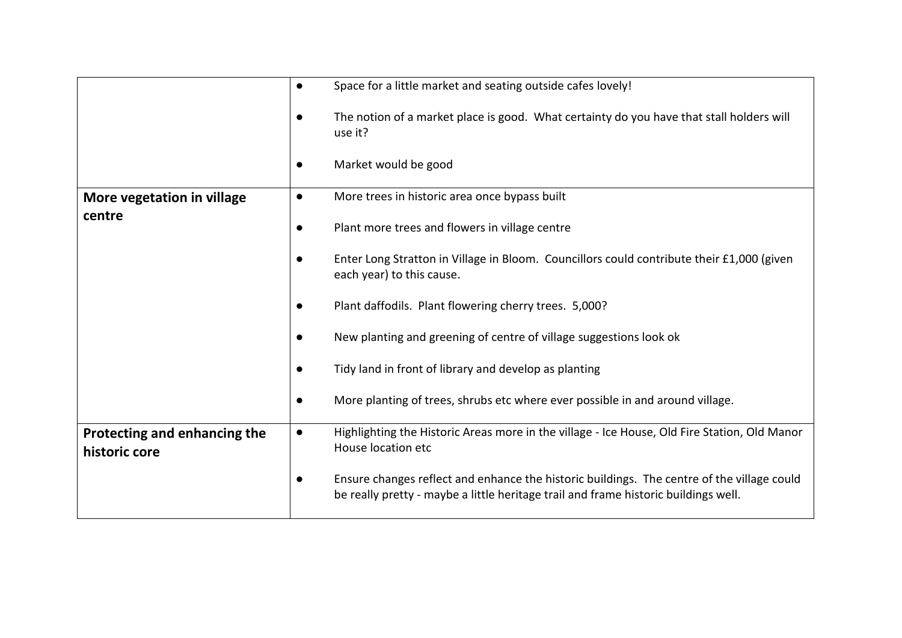| | |
|---|---|
| | ● Space for a little market and seating outside cafes lovely!<br><br>● The notion of a market place is good. What certainty do you have that stall holders will use it?<br><br>● Market would be good |
| **More vegetation in village centre** | ● More trees in historic area once bypass built<br><br>● Plant more trees and flowers in village centre<br><br>● Enter Long Stratton in Village in Bloom. Councillors could contribute their £1,000 (given each year) to this cause.<br><br>● Plant daffodils. Plant flowering cherry trees. 5,000?<br><br>● New planting and greening of centre of village suggestions look ok<br><br>● Tidy land in front of library and develop as planting<br><br>● More planting of trees, shrubs etc where ever possible in and around village. |
| **Protecting and enhancing the historic core** | ● Highlighting the Historic Areas more in the village - Ice House, Old Fire Station, Old Manor House location etc<br><br>● Ensure changes reflect and enhance the historic buildings. The centre of the village could be really pretty - maybe a little heritage trail and frame historic buildings well. |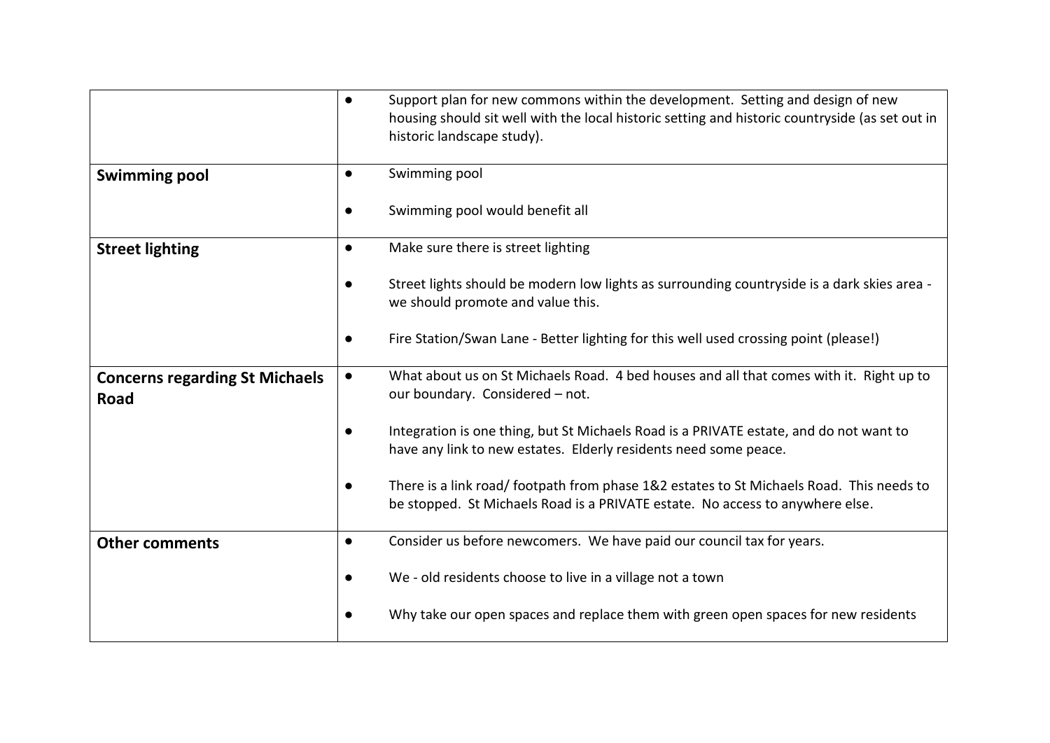| | |
|---|---|
| | • Support plan for new commons within the development. Setting and design of new housing should sit well with the local historic setting and historic countryside (as set out in historic landscape study). |
| **Swimming pool** | • Swimming pool<br><br>• Swimming pool would benefit all |
| **Street lighting** | • Make sure there is street lighting<br><br>• Street lights should be modern low lights as surrounding countryside is a dark skies area - we should promote and value this.<br><br>• Fire Station/Swan Lane - Better lighting for this well used crossing point (please!) |
| **Concerns regarding St Michaels Road** | • What about us on St Michaels Road. 4 bed houses and all that comes with it. Right up to our boundary. Considered – not.<br><br>• Integration is one thing, but St Michaels Road is a PRIVATE estate, and do not want to have any link to new estates. Elderly residents need some peace.<br><br>• There is a link road/ footpath from phase 1&2 estates to St Michaels Road. This needs to be stopped. St Michaels Road is a PRIVATE estate. No access to anywhere else. |
| **Other comments** | • Consider us before newcomers. We have paid our council tax for years.<br><br>• We - old residents choose to live in a village not a town<br><br>• Why take our open spaces and replace them with green open spaces for new residents |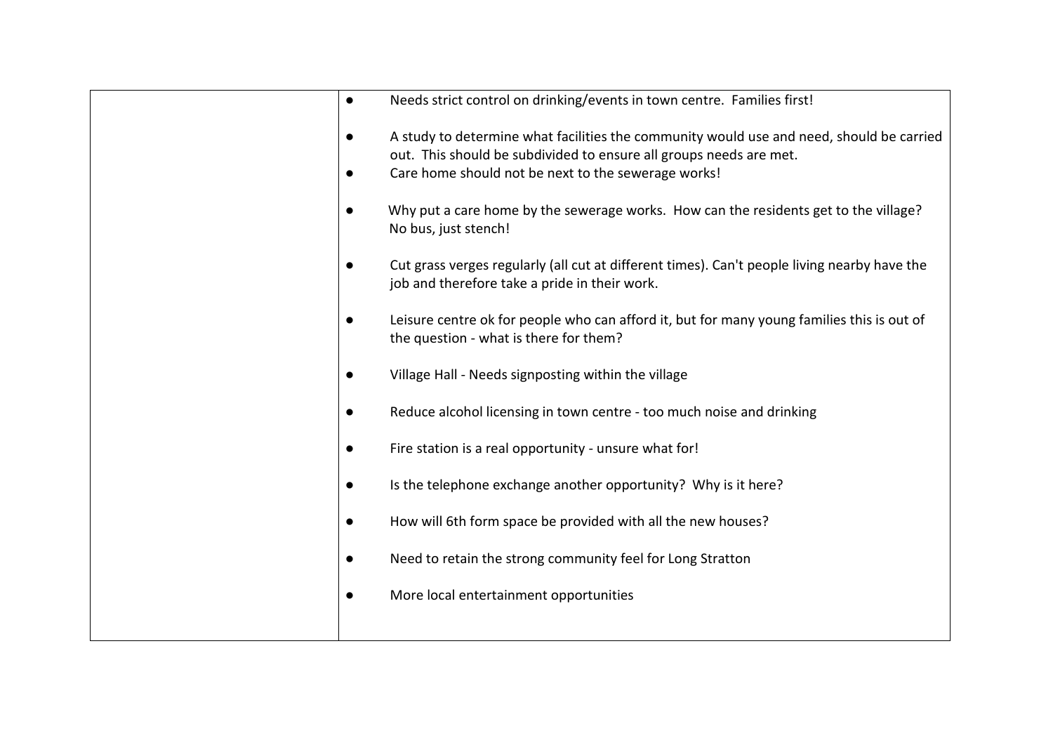| | |
|---|---|
| | ● Needs strict control on drinking/events in town centre. Families first!<br><br>● A study to determine what facilities the community would use and need, should be carried out. This should be subdivided to ensure all groups needs are met.<br>● Care home should not be next to the sewerage works!<br><br>● Why put a care home by the sewerage works. How can the residents get to the village? No bus, just stench!<br><br>● Cut grass verges regularly (all cut at different times). Can't people living nearby have the job and therefore take a pride in their work.<br><br>● Leisure centre ok for people who can afford it, but for many young families this is out of the question - what is there for them?<br><br>● Village Hall - Needs signposting within the village<br><br>● Reduce alcohol licensing in town centre - too much noise and drinking<br><br>● Fire station is a real opportunity - unsure what for!<br><br>● Is the telephone exchange another opportunity? Why is it here?<br><br>● How will 6th form space be provided with all the new houses?<br><br>● Need to retain the strong community feel for Long Stratton<br><br>● More local entertainment opportunities |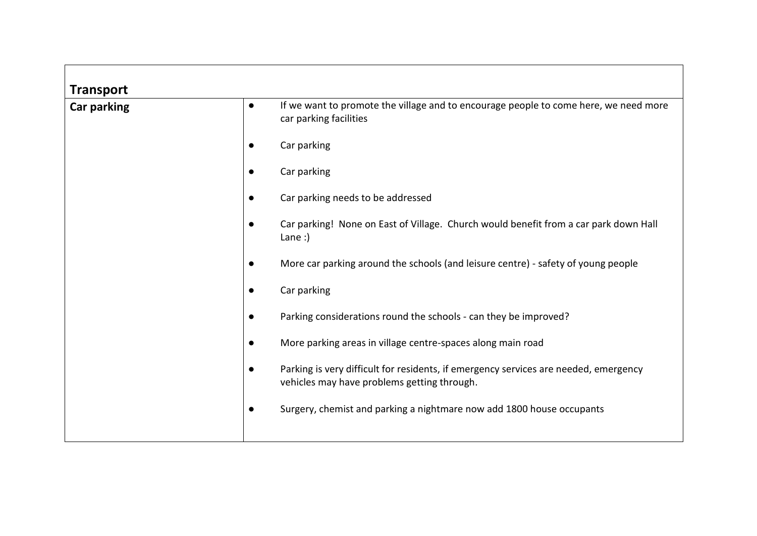| **Transport** | |
|---|---|
| **Car parking** | <ul><li>If we want to promote the village and to encourage people to come here, we need more car parking facilities</li><li>Car parking</li><li>Car parking</li><li>Car parking needs to be addressed</li><li>Car parking! None on East of Village. Church would benefit from a car park down Hall Lane :)</li><li>More car parking around the schools (and leisure centre) - safety of young people</li><li>Car parking</li><li>Parking considerations round the schools - can they be improved?</li><li>More parking areas in village centre-spaces along main road</li><li>Parking is very difficult for residents, if emergency services are needed, emergency vehicles may have problems getting through.</li><li>Surgery, chemist and parking a nightmare now add 1800 house occupants</li></ul> |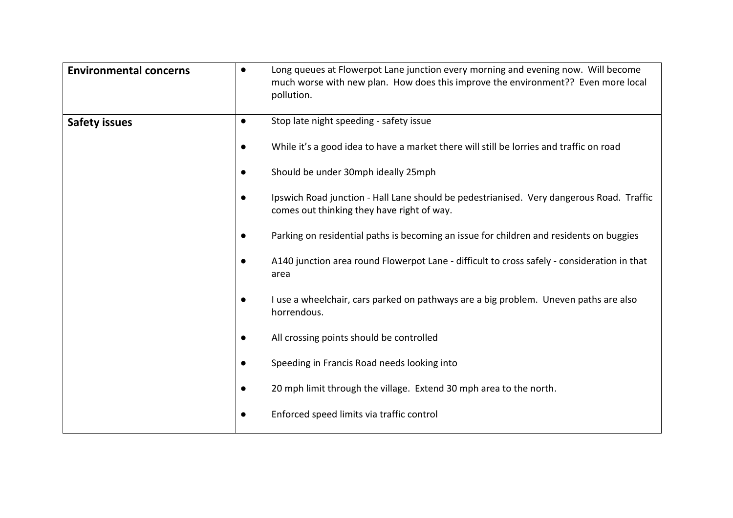| | |
|---|---|
| **Environmental concerns** | • Long queues at Flowerpot Lane junction every morning and evening now. Will become much worse with new plan. How does this improve the environment?? Even more local pollution. |
| **Safety issues** | • Stop late night speeding - safety issue<br>• While it's a good idea to have a market there will still be lorries and traffic on road<br>• Should be under 30mph ideally 25mph<br>• Ipswich Road junction - Hall Lane should be pedestrianised. Very dangerous Road. Traffic comes out thinking they have right of way.<br>• Parking on residential paths is becoming an issue for children and residents on buggies<br>• A140 junction area round Flowerpot Lane - difficult to cross safely - consideration in that area<br>• I use a wheelchair, cars parked on pathways are a big problem. Uneven paths are also horrendous.<br>• All crossing points should be controlled<br>• Speeding in Francis Road needs looking into<br>• 20 mph limit through the village. Extend 30 mph area to the north.<br>• Enforced speed limits via traffic control |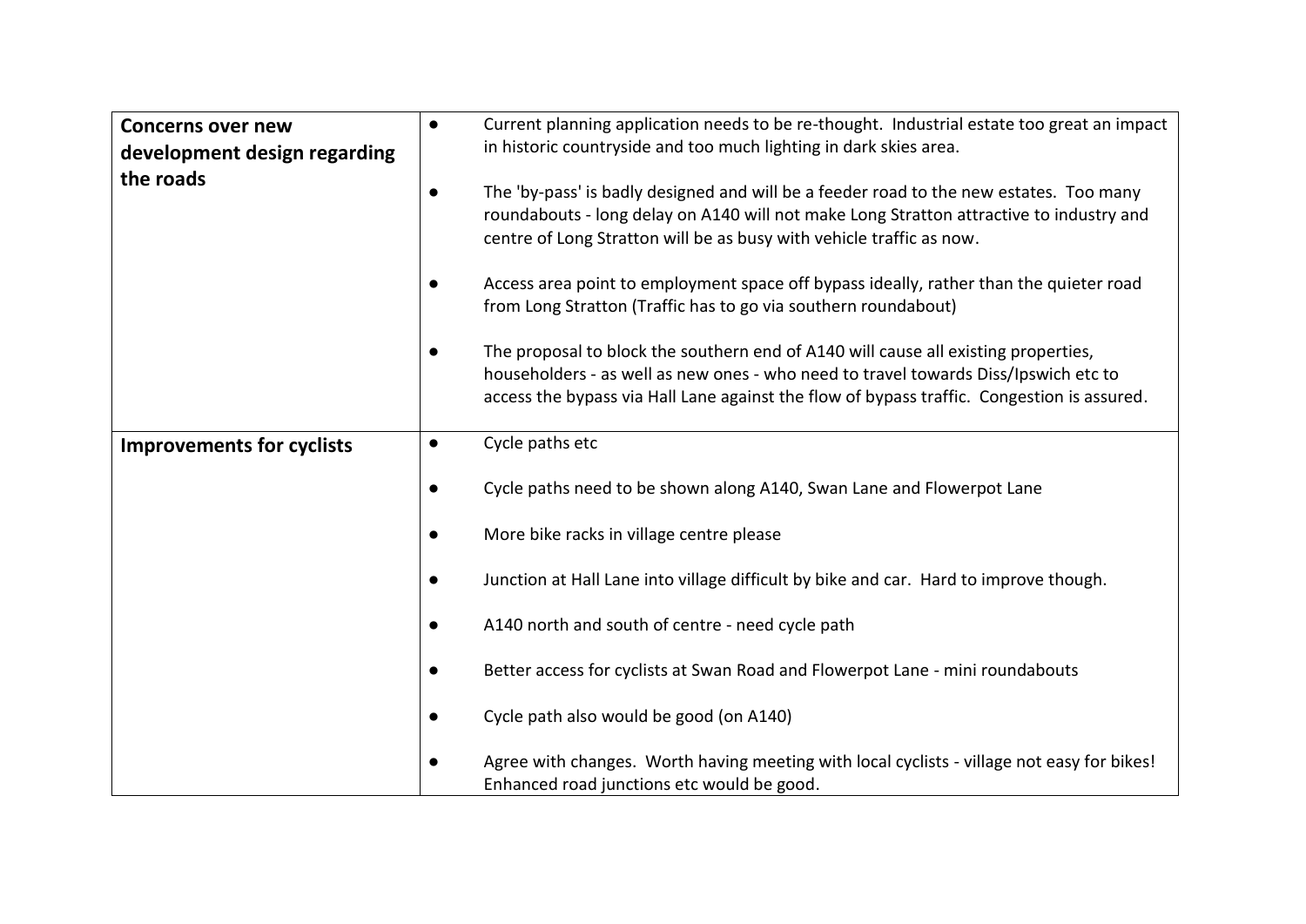| | |
|---|---|
| **Concerns over new development design regarding the roads** | ● Current planning application needs to be re-thought. Industrial estate too great an impact in historic countryside and too much lighting in dark skies area.<br><br>● The 'by-pass' is badly designed and will be a feeder road to the new estates. Too many roundabouts - long delay on A140 will not make Long Stratton attractive to industry and centre of Long Stratton will be as busy with vehicle traffic as now.<br><br>● Access area point to employment space off bypass ideally, rather than the quieter road from Long Stratton (Traffic has to go via southern roundabout)<br><br>● The proposal to block the southern end of A140 will cause all existing properties, householders - as well as new ones - who need to travel towards Diss/Ipswich etc to access the bypass via Hall Lane against the flow of bypass traffic. Congestion is assured. |
| **Improvements for cyclists** | ● Cycle paths etc<br><br>● Cycle paths need to be shown along A140, Swan Lane and Flowerpot Lane<br><br>● More bike racks in village centre please<br><br>● Junction at Hall Lane into village difficult by bike and car. Hard to improve though.<br><br>● A140 north and south of centre - need cycle path<br><br>● Better access for cyclists at Swan Road and Flowerpot Lane - mini roundabouts<br><br>● Cycle path also would be good (on A140)<br><br>● Agree with changes. Worth having meeting with local cyclists - village not easy for bikes! Enhanced road junctions etc would be good. |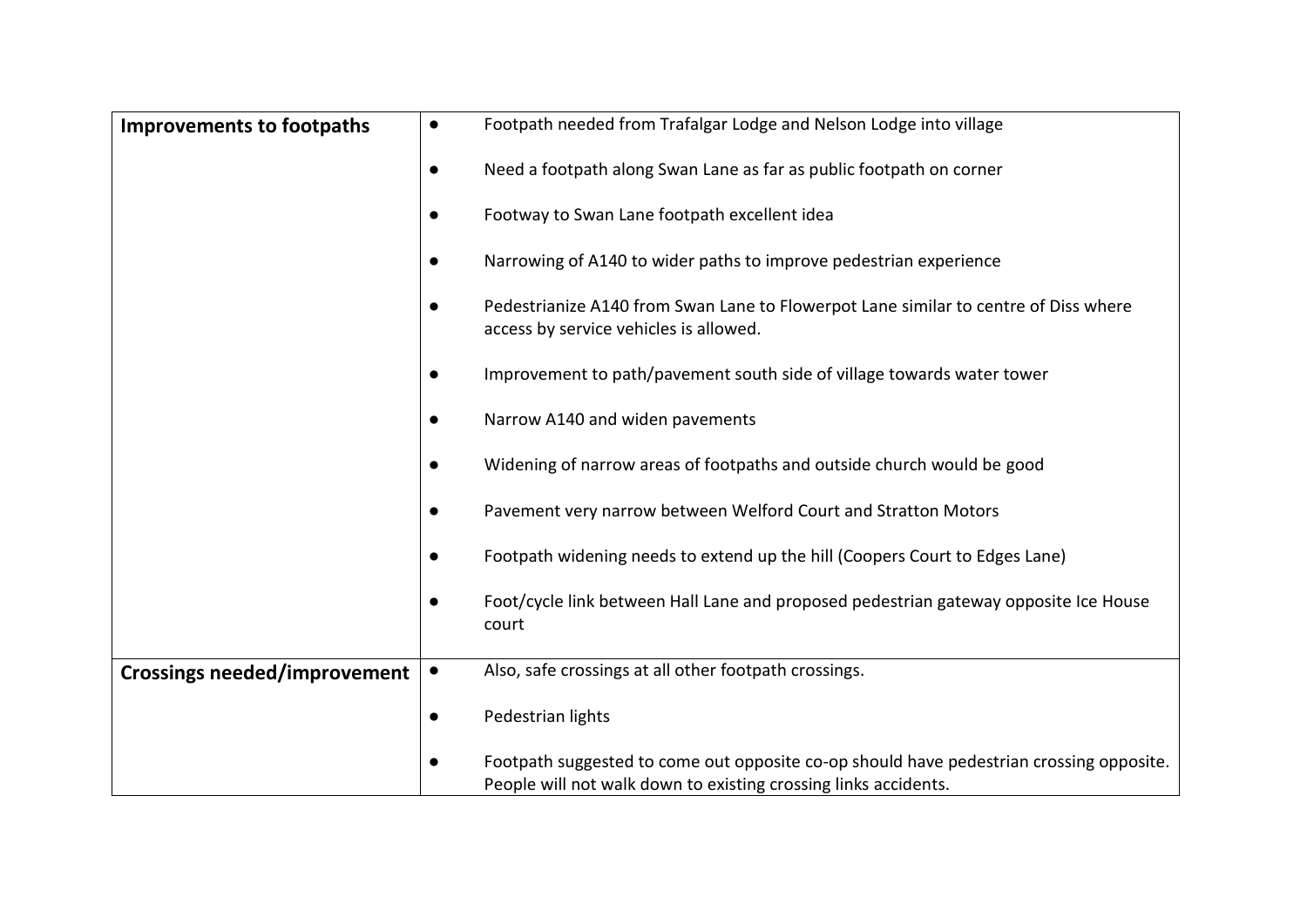| | |
|---|---|
| **Improvements to footpaths** | ● Footpath needed from Trafalgar Lodge and Nelson Lodge into village<br><br>● Need a footpath along Swan Lane as far as public footpath on corner<br><br>● Footway to Swan Lane footpath excellent idea<br><br>● Narrowing of A140 to wider paths to improve pedestrian experience<br><br>● Pedestrianize A140 from Swan Lane to Flowerpot Lane similar to centre of Diss where access by service vehicles is allowed.<br><br>● Improvement to path/pavement south side of village towards water tower<br><br>● Narrow A140 and widen pavements<br><br>● Widening of narrow areas of footpaths and outside church would be good<br><br>● Pavement very narrow between Welford Court and Stratton Motors<br><br>● Footpath widening needs to extend up the hill (Coopers Court to Edges Lane)<br><br>● Foot/cycle link between Hall Lane and proposed pedestrian gateway opposite Ice House court |
| **Crossings needed/improvement** | ● Also, safe crossings at all other footpath crossings.<br><br>● Pedestrian lights<br><br>● Footpath suggested to come out opposite co-op should have pedestrian crossing opposite. People will not walk down to existing crossing links accidents. |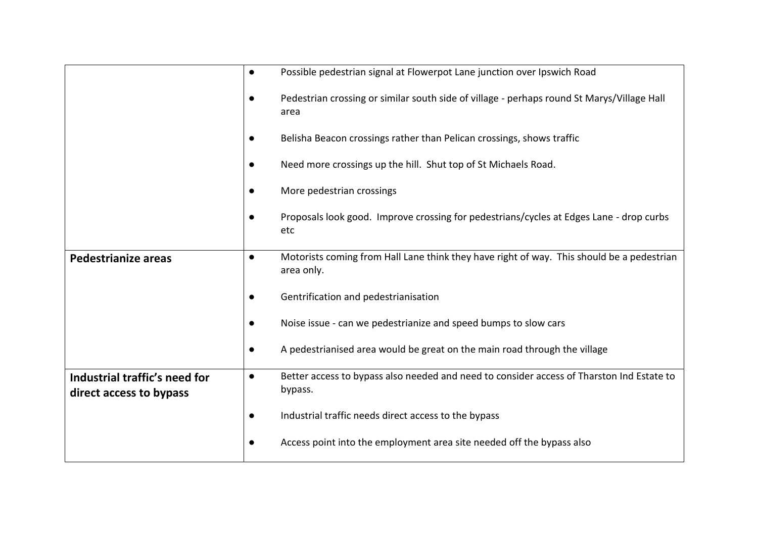| | |
|---|---|
| | • Possible pedestrian signal at Flowerpot Lane junction over Ipswich Road<br><br>• Pedestrian crossing or similar south side of village - perhaps round St Marys/Village Hall area<br><br>• Belisha Beacon crossings rather than Pelican crossings, shows traffic<br><br>• Need more crossings up the hill. Shut top of St Michaels Road.<br><br>• More pedestrian crossings<br><br>• Proposals look good. Improve crossing for pedestrians/cycles at Edges Lane - drop curbs etc |
| **Pedestrianize areas** | • Motorists coming from Hall Lane think they have right of way. This should be a pedestrian area only.<br><br>• Gentrification and pedestrianisation<br><br>• Noise issue - can we pedestrianize and speed bumps to slow cars<br><br>• A pedestrianised area would be great on the main road through the village |
| **Industrial traffic's need for direct access to bypass** | • Better access to bypass also needed and need to consider access of Tharston Ind Estate to bypass.<br><br>• Industrial traffic needs direct access to the bypass<br><br>• Access point into the employment area site needed off the bypass also |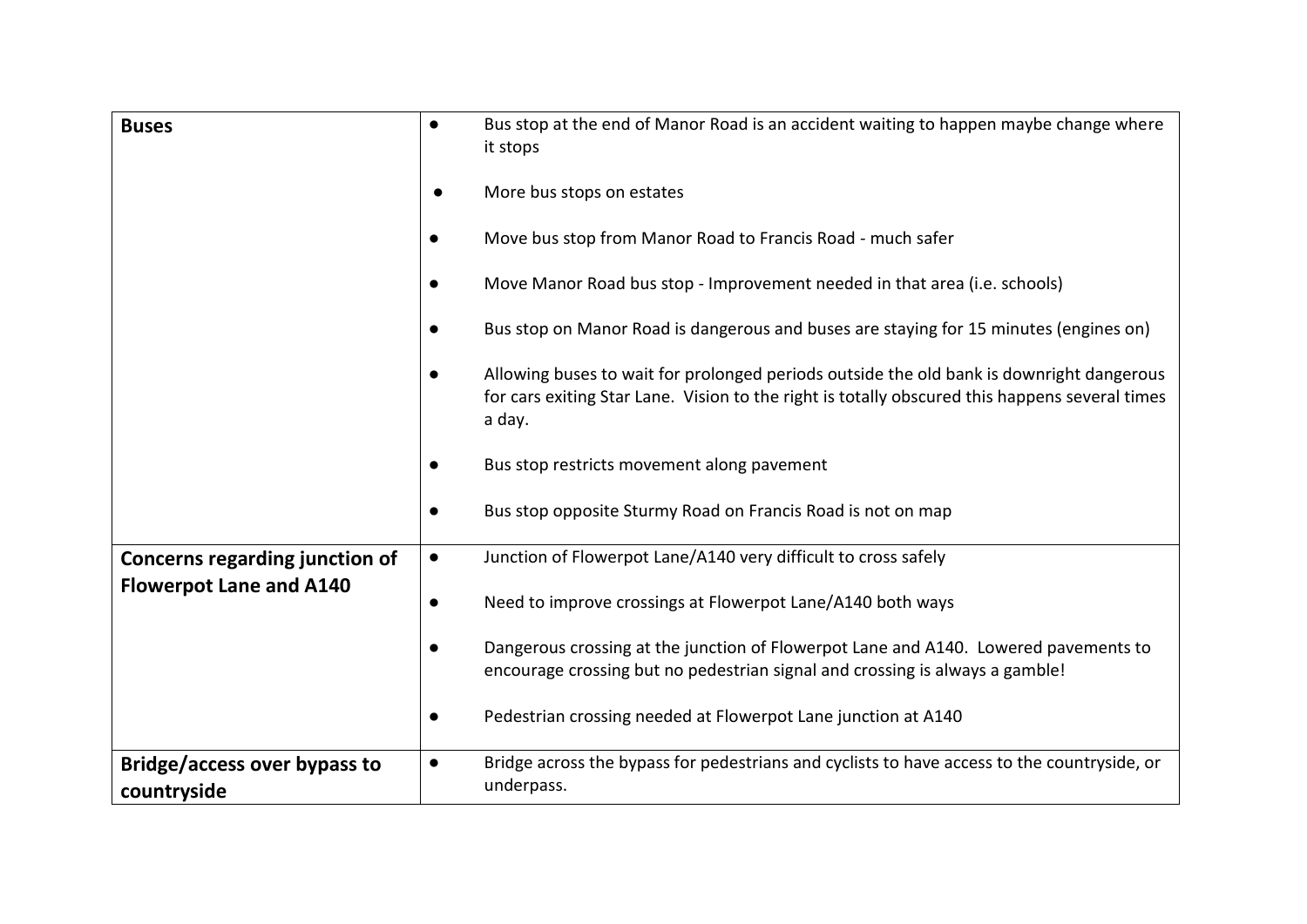| Buses | Comments |
|---|---|
| **Buses** | • Bus stop at the end of Manor Road is an accident waiting to happen maybe change where it stops<br><br>• More bus stops on estates<br><br>• Move bus stop from Manor Road to Francis Road - much safer<br><br>• Move Manor Road bus stop - Improvement needed in that area (i.e. schools)<br><br>• Bus stop on Manor Road is dangerous and buses are staying for 15 minutes (engines on)<br><br>• Allowing buses to wait for prolonged periods outside the old bank is downright dangerous for cars exiting Star Lane. Vision to the right is totally obscured this happens several times a day.<br><br>• Bus stop restricts movement along pavement<br><br>• Bus stop opposite Sturmy Road on Francis Road is not on map |
| **Concerns regarding junction of Flowerpot Lane and A140** | • Junction of Flowerpot Lane/A140 very difficult to cross safely<br><br>• Need to improve crossings at Flowerpot Lane/A140 both ways<br><br>• Dangerous crossing at the junction of Flowerpot Lane and A140. Lowered pavements to encourage crossing but no pedestrian signal and crossing is always a gamble!<br><br>• Pedestrian crossing needed at Flowerpot Lane junction at A140 |
| **Bridge/access over bypass to countryside** | • Bridge across the bypass for pedestrians and cyclists to have access to the countryside, or underpass. |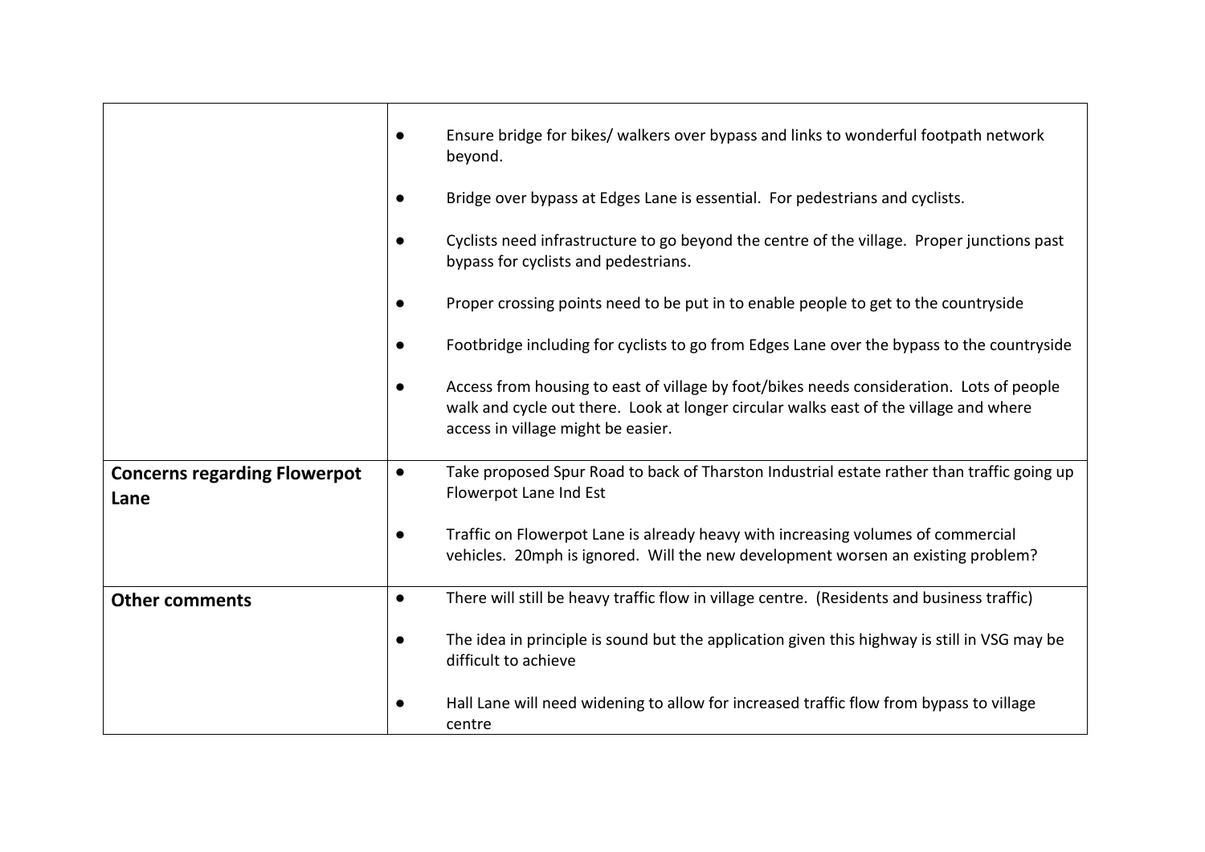| | |
|---|---|
| | ● Ensure bridge for bikes/ walkers over bypass and links to wonderful footpath network beyond.<br><br>● Bridge over bypass at Edges Lane is essential. For pedestrians and cyclists.<br><br>● Cyclists need infrastructure to go beyond the centre of the village. Proper junctions past bypass for cyclists and pedestrians.<br><br>● Proper crossing points need to be put in to enable people to get to the countryside<br><br>● Footbridge including for cyclists to go from Edges Lane over the bypass to the countryside<br><br>● Access from housing to east of village by foot/bikes needs consideration. Lots of people walk and cycle out there. Look at longer circular walks east of the village and where access in village might be easier. |
| **Concerns regarding Flowerpot Lane** | ● Take proposed Spur Road to back of Tharston Industrial estate rather than traffic going up Flowerpot Lane Ind Est<br><br>● Traffic on Flowerpot Lane is already heavy with increasing volumes of commercial vehicles. 20mph is ignored. Will the new development worsen an existing problem? |
| **Other comments** | ● There will still be heavy traffic flow in village centre. (Residents and business traffic)<br><br>● The idea in principle is sound but the application given this highway is still in VSG may be difficult to achieve<br><br>● Hall Lane will need widening to allow for increased traffic flow from bypass to village centre |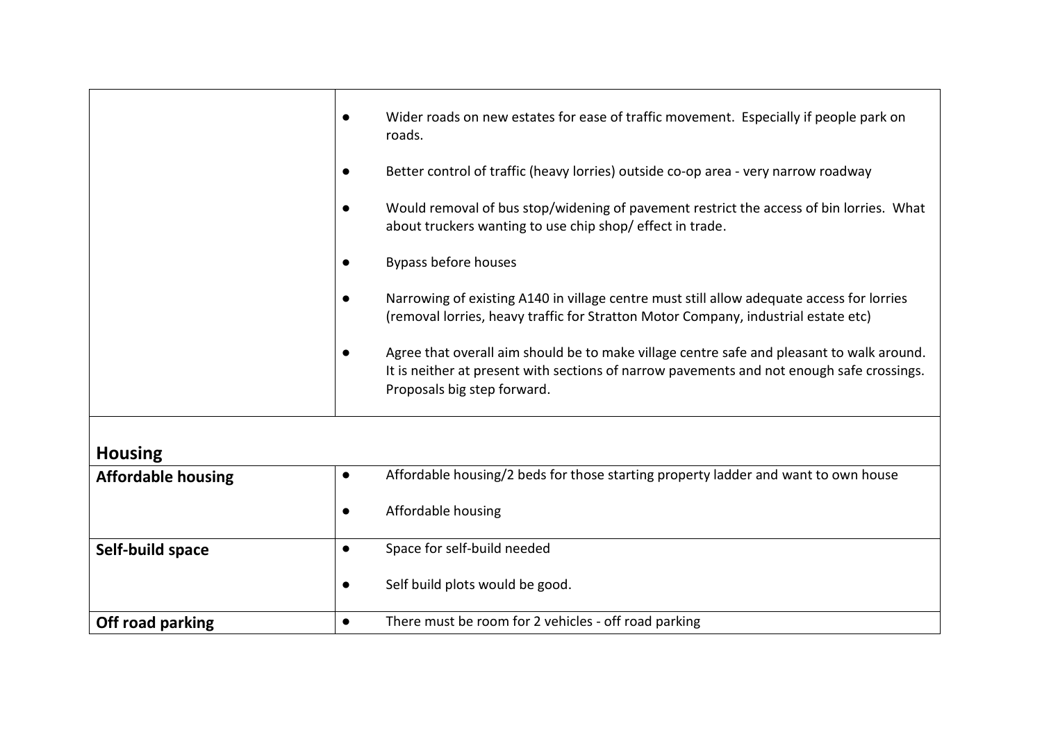| | |
|---|---|
| | ● Wider roads on new estates for ease of traffic movement. Especially if people park on roads.<br><br>● Better control of traffic (heavy lorries) outside co-op area - very narrow roadway<br><br>● Would removal of bus stop/widening of pavement restrict the access of bin lorries. What about truckers wanting to use chip shop/ effect in trade.<br><br>● Bypass before houses<br><br>● Narrowing of existing A140 in village centre must still allow adequate access for lorries (removal lorries, heavy traffic for Stratton Motor Company, industrial estate etc)<br><br>● Agree that overall aim should be to make village centre safe and pleasant to walk around. It is neither at present with sections of narrow pavements and not enough safe crossings. Proposals big step forward. |

## Housing

| | |
|---|---|
| **Affordable housing** | ● Affordable housing/2 beds for those starting property ladder and want to own house<br><br>● Affordable housing |
| **Self-build space** | ● Space for self-build needed<br><br>● Self build plots would be good. |
| **Off road parking** | ● There must be room for 2 vehicles - off road parking |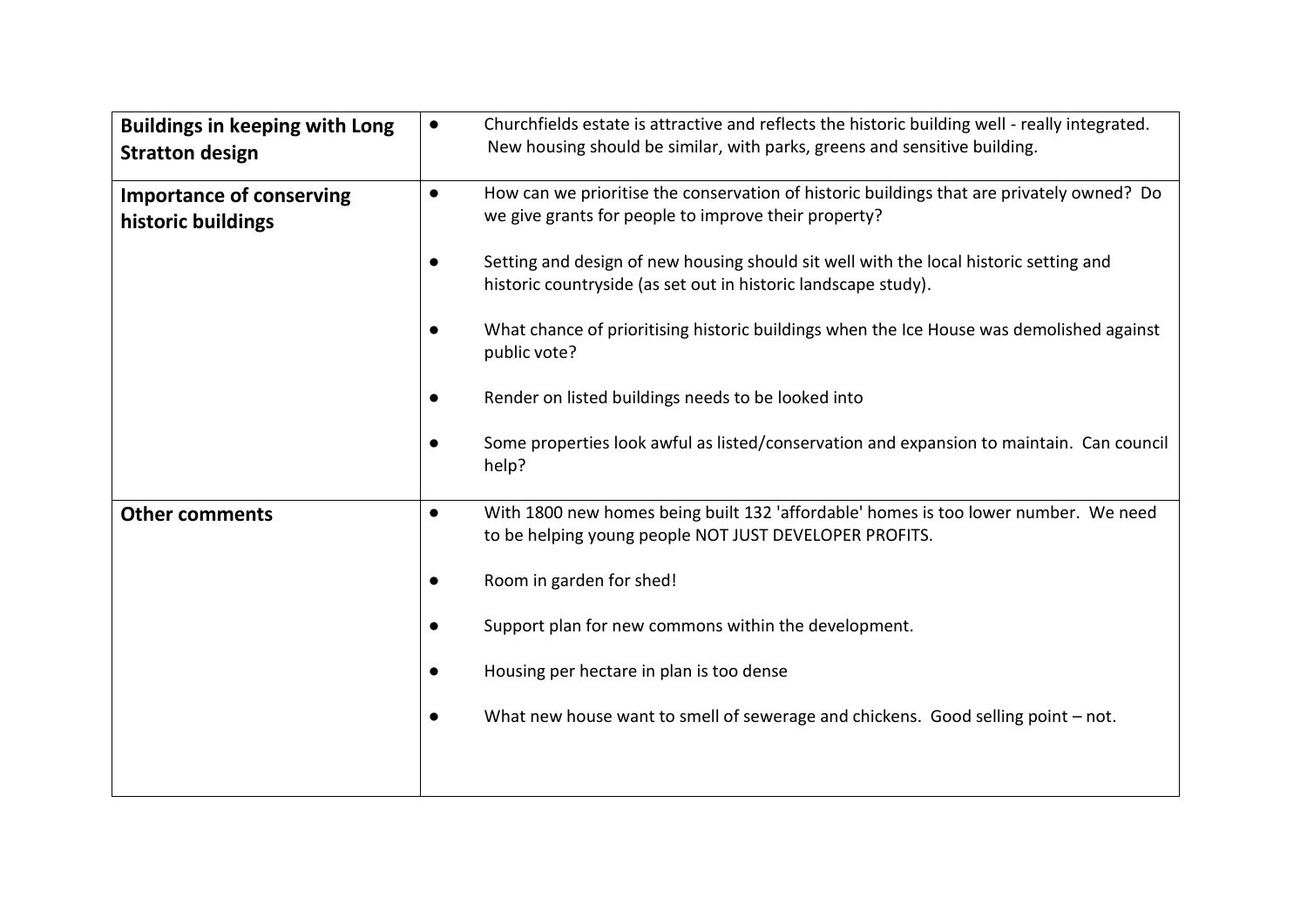| | |
|---|---|
| **Buildings in keeping with Long Stratton design** | • Churchfields estate is attractive and reflects the historic building well - really integrated. New housing should be similar, with parks, greens and sensitive building. |
| **Importance of conserving historic buildings** | • How can we prioritise the conservation of historic buildings that are privately owned? Do we give grants for people to improve their property?<br><br>• Setting and design of new housing should sit well with the local historic setting and historic countryside (as set out in historic landscape study).<br><br>• What chance of prioritising historic buildings when the Ice House was demolished against public vote?<br><br>• Render on listed buildings needs to be looked into<br><br>• Some properties look awful as listed/conservation and expansion to maintain. Can council help? |
| **Other comments** | • With 1800 new homes being built 132 'affordable' homes is too lower number. We need to be helping young people NOT JUST DEVELOPER PROFITS.<br><br>• Room in garden for shed!<br><br>• Support plan for new commons within the development.<br><br>• Housing per hectare in plan is too dense<br><br>• What new house want to smell of sewerage and chickens. Good selling point – not. |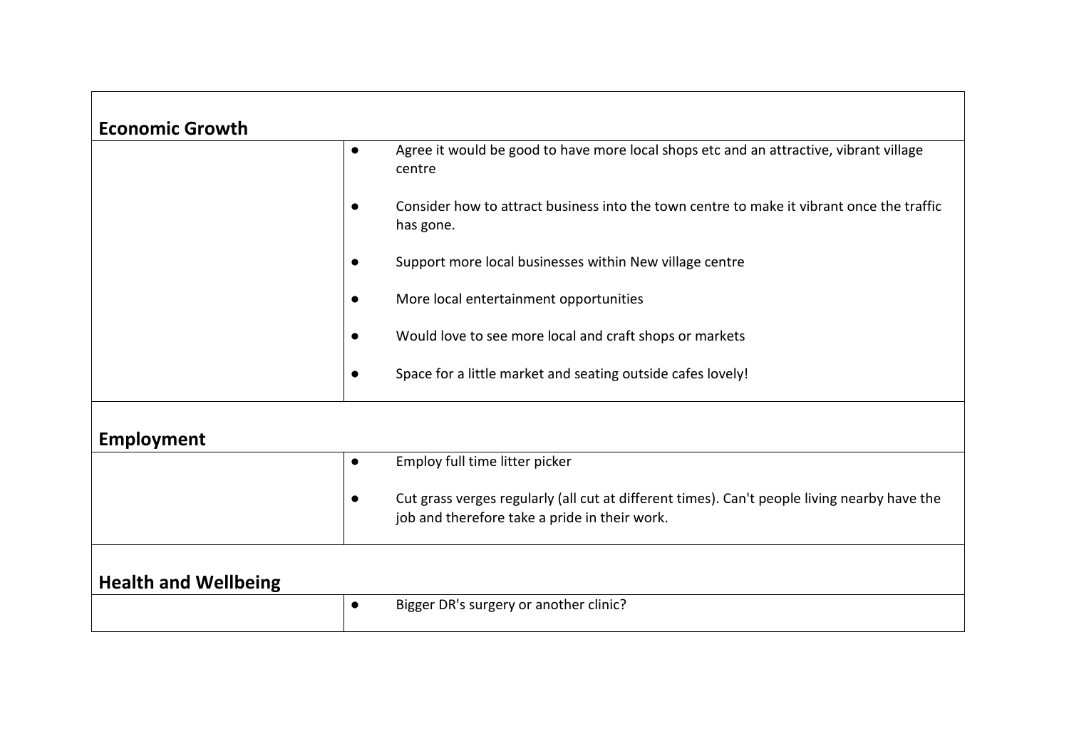| | |
|---|---|
| **Economic Growth** | |
| | • Agree it would be good to have more local shops etc and an attractive, vibrant village centre<br><br>• Consider how to attract business into the town centre to make it vibrant once the traffic has gone.<br><br>• Support more local businesses within New village centre<br><br>• More local entertainment opportunities<br><br>• Would love to see more local and craft shops or markets<br><br>• Space for a little market and seating outside cafes lovely! |
| **Employment** | |
| | • Employ full time litter picker<br><br>• Cut grass verges regularly (all cut at different times). Can't people living nearby have the job and therefore take a pride in their work. |
| **Health and Wellbeing** | |
| | • Bigger DR's surgery or another clinic? |